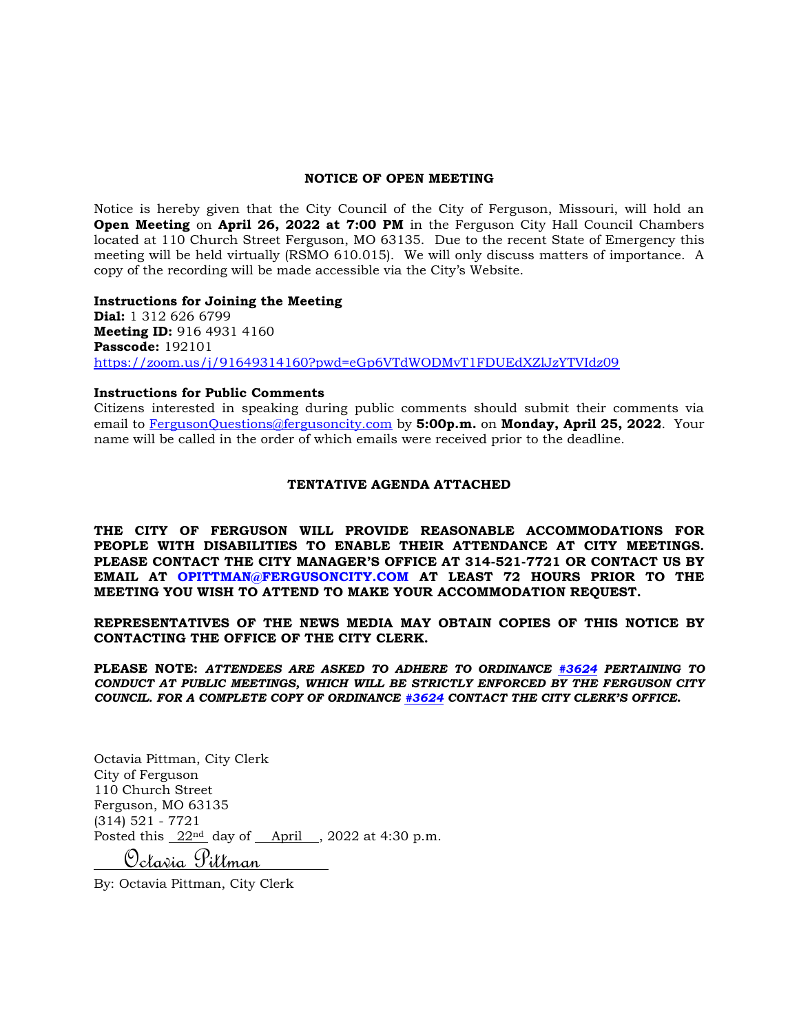# NOTICE OF OPEN MEETING

Notice is hereby given that the City Council of the City of Ferguson, Missouri, will hold an **Open Meeting** on **April 26, 2022 at 7:00 PM** in the Ferguson City Hall Council Chambers located at 110 Church Street Ferguson, MO 63135. Due to the recent State of Emergency this meeting will be held virtually (RSMO 610.015). We will only discuss matters of importance. A copy of the recording will be made accessible via the City's Website.

**Instructions for Joining the Meeting**
**Dial:** 1 312 626 6799
**Meeting ID:** 916 4931 4160
**Passcode:** 192101
https://zoom.us/j/91649314160?pwd=eGp6VTdWODMvT1FDUEdXZlJzYTVIdz09

**Instructions for Public Comments**
Citizens interested in speaking during public comments should submit their comments via email to FergusonQuestions@fergusoncity.com by **5:00p.m.** on **Monday, April 25, 2022**. Your name will be called in the order of which emails were received prior to the deadline.

**TENTATIVE AGENDA ATTACHED**

**THE CITY OF FERGUSON WILL PROVIDE REASONABLE ACCOMMODATIONS FOR PEOPLE WITH DISABILITIES TO ENABLE THEIR ATTENDANCE AT CITY MEETINGS. PLEASE CONTACT THE CITY MANAGER'S OFFICE AT 314-521-7721 OR CONTACT US BY EMAIL AT OPITTMAN@FERGUSONCITY.COM AT LEAST 72 HOURS PRIOR TO THE MEETING YOU WISH TO ATTEND TO MAKE YOUR ACCOMMODATION REQUEST.**

**REPRESENTATIVES OF THE NEWS MEDIA MAY OBTAIN COPIES OF THIS NOTICE BY CONTACTING THE OFFICE OF THE CITY CLERK.**

**PLEASE NOTE:** ***ATTENDEES ARE ASKED TO ADHERE TO ORDINANCE #3624 PERTAINING TO CONDUCT AT PUBLIC MEETINGS, WHICH WILL BE STRICTLY ENFORCED BY THE FERGUSON CITY COUNCIL. FOR A COMPLETE COPY OF ORDINANCE #3624 CONTACT THE CITY CLERK'S OFFICE.***

Octavia Pittman, City Clerk
City of Ferguson
110 Church Street
Ferguson, MO 63135
(314) 521 - 7721
Posted this 22nd day of April, 2022 at 4:30 p.m.

Octavia Pittman

By: Octavia Pittman, City Clerk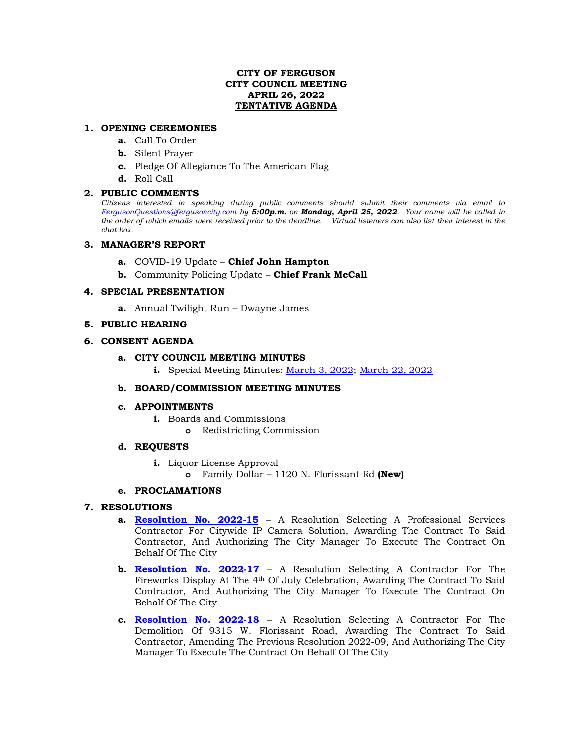**CITY OF FERGUSON**
**CITY COUNCIL MEETING**
**APRIL 26, 2022**
**TENTATIVE AGENDA**

1. **OPENING CEREMONIES**
   a. Call To Order
   b. Silent Prayer
   c. Pledge Of Allegiance To The American Flag
   d. Roll Call

2. **PUBLIC COMMENTS**
   *Citizens interested in speaking during public comments should submit their comments via email to FergusonQuestions@fergusoncity.com by **5:00p.m.** on **Monday, April 25, 2022**. Your name will be called in the order of which emails were received prior to the deadline. Virtual listeners can also list their interest in the chat box.*

3. **MANAGER'S REPORT**
   a. COVID-19 Update – **Chief John Hampton**
   b. Community Policing Update – **Chief Frank McCall**

4. **SPECIAL PRESENTATION**
   a. Annual Twilight Run – Dwayne James

5. **PUBLIC HEARING**

6. **CONSENT AGENDA**
   a. **CITY COUNCIL MEETING MINUTES**
      i. Special Meeting Minutes: March 3, 2022; March 22, 2022
   b. **BOARD/COMMISSION MEETING MINUTES**
   c. **APPOINTMENTS**
      i. Boards and Commissions
         - Redistricting Commission
   d. **REQUESTS**
      i. Liquor License Approval
         - Family Dollar – 1120 N. Florissant Rd **(New)**
   e. **PROCLAMATIONS**

7. **RESOLUTIONS**
   a. **Resolution No. 2022-15** – A Resolution Selecting A Professional Services Contractor For Citywide IP Camera Solution, Awarding The Contract To Said Contractor, And Authorizing The City Manager To Execute The Contract On Behalf Of The City
   b. **Resolution No. 2022-17** – A Resolution Selecting A Contractor For The Fireworks Display At The 4th Of July Celebration, Awarding The Contract To Said Contractor, And Authorizing The City Manager To Execute The Contract On Behalf Of The City
   c. **Resolution No. 2022-18** – A Resolution Selecting A Contractor For The Demolition Of 9315 W. Florissant Road, Awarding The Contract To Said Contractor, Amending The Previous Resolution 2022-09, And Authorizing The City Manager To Execute The Contract On Behalf Of The City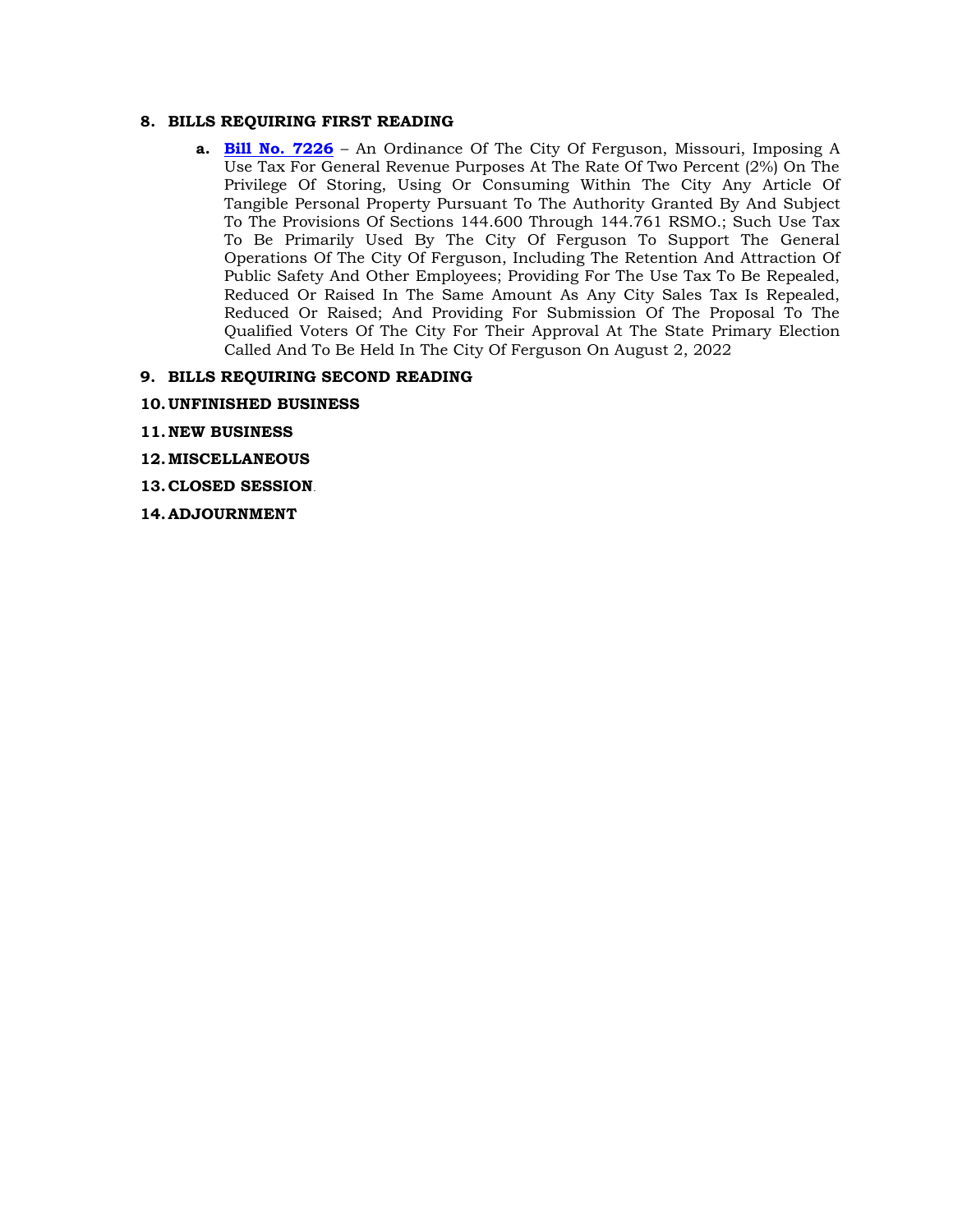**8. BILLS REQUIRING FIRST READING**

  - **a.** **Bill No. 7226** – An Ordinance Of The City Of Ferguson, Missouri, Imposing A Use Tax For General Revenue Purposes At The Rate Of Two Percent (2%) On The Privilege Of Storing, Using Or Consuming Within The City Any Article Of Tangible Personal Property Pursuant To The Authority Granted By And Subject To The Provisions Of Sections 144.600 Through 144.761 RSMO.; Such Use Tax To Be Primarily Used By The City Of Ferguson To Support The General Operations Of The City Of Ferguson, Including The Retention And Attraction Of Public Safety And Other Employees; Providing For The Use Tax To Be Repealed, Reduced Or Raised In The Same Amount As Any City Sales Tax Is Repealed, Reduced Or Raised; And Providing For Submission Of The Proposal To The Qualified Voters Of The City For Their Approval At The State Primary Election Called And To Be Held In The City Of Ferguson On August 2, 2022

**9. BILLS REQUIRING SECOND READING**

**10. UNFINISHED BUSINESS**

**11. NEW BUSINESS**

**12. MISCELLANEOUS**

**13. CLOSED SESSION**.

**14. ADJOURNMENT**